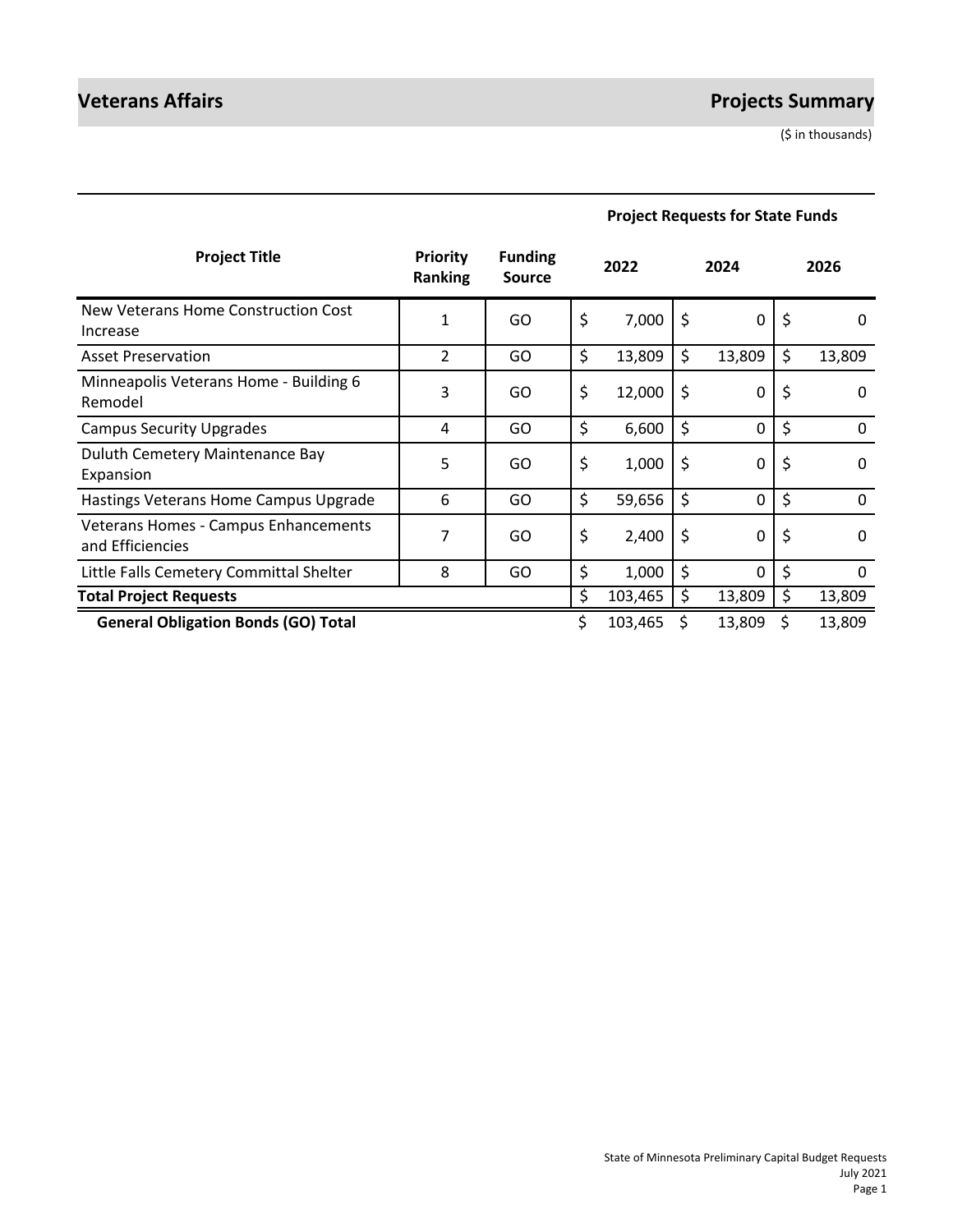# Veterans Affairs

## Projects Summary

($ in thousands)

| Project Title | Priority Ranking | Funding Source | Project Requests for State Funds 2022 | 2024 | 2026 |
|---|---|---|---|---|---|
| New Veterans Home Construction Cost Increase | 1 | GO | $ 7,000 | $ 0 | $ 0 |
| Asset Preservation | 2 | GO | $ 13,809 | $ 13,809 | $ 13,809 |
| Minneapolis Veterans Home - Building 6 Remodel | 3 | GO | $ 12,000 | $ 0 | $ 0 |
| Campus Security Upgrades | 4 | GO | $ 6,600 | $ 0 | $ 0 |
| Duluth Cemetery Maintenance Bay Expansion | 5 | GO | $ 1,000 | $ 0 | $ 0 |
| Hastings Veterans Home Campus Upgrade | 6 | GO | $ 59,656 | $ 0 | $ 0 |
| Veterans Homes - Campus Enhancements and Efficiencies | 7 | GO | $ 2,400 | $ 0 | $ 0 |
| Little Falls Cemetery Committal Shelter | 8 | GO | $ 1,000 | $ 0 | $ 0 |
| **Total Project Requests** | | | $ 103,465 | $ 13,809 | $ 13,809 |
| **General Obligation Bonds (GO) Total** | | | $ 103,465 | $ 13,809 | $ 13,809 |

State of Minnesota Preliminary Capital Budget Requests
July 2021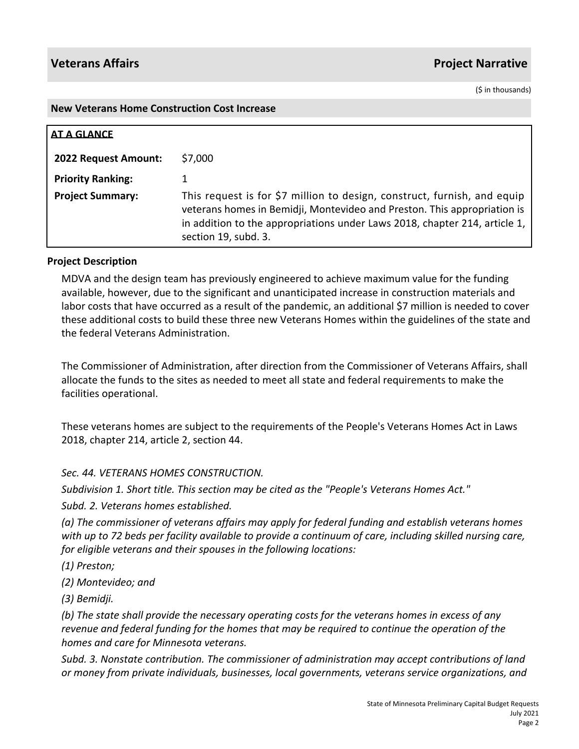## Veterans Affairs — Project Narrative

($ in thousands)

### New Veterans Home Construction Cost Increase

**AT A GLANCE**

| | |
|---|---|
| **2022 Request Amount:** | $7,000 |
| **Priority Ranking:** | 1 |
| **Project Summary:** | This request is for $7 million to design, construct, furnish, and equip veterans homes in Bemidji, Montevideo and Preston. This appropriation is in addition to the appropriations under Laws 2018, chapter 214, article 1, section 19, subd. 3. |

**Project Description**

MDVA and the design team has previously engineered to achieve maximum value for the funding available, however, due to the significant and unanticipated increase in construction materials and labor costs that have occurred as a result of the pandemic, an additional $7 million is needed to cover these additional costs to build these three new Veterans Homes within the guidelines of the state and the federal Veterans Administration.

The Commissioner of Administration, after direction from the Commissioner of Veterans Affairs, shall allocate the funds to the sites as needed to meet all state and federal requirements to make the facilities operational.

These veterans homes are subject to the requirements of the People's Veterans Homes Act in Laws 2018, chapter 214, article 2, section 44.

*Sec. 44. VETERANS HOMES CONSTRUCTION.*

*Subdivision 1. Short title. This section may be cited as the "People's Veterans Homes Act."*

*Subd. 2. Veterans homes established.*

*(a) The commissioner of veterans affairs may apply for federal funding and establish veterans homes with up to 72 beds per facility available to provide a continuum of care, including skilled nursing care, for eligible veterans and their spouses in the following locations:*

*(1) Preston;*

*(2) Montevideo; and*

*(3) Bemidji.*

*(b) The state shall provide the necessary operating costs for the veterans homes in excess of any revenue and federal funding for the homes that may be required to continue the operation of the homes and care for Minnesota veterans.*

*Subd. 3. Nonstate contribution. The commissioner of administration may accept contributions of land or money from private individuals, businesses, local governments, veterans service organizations, and*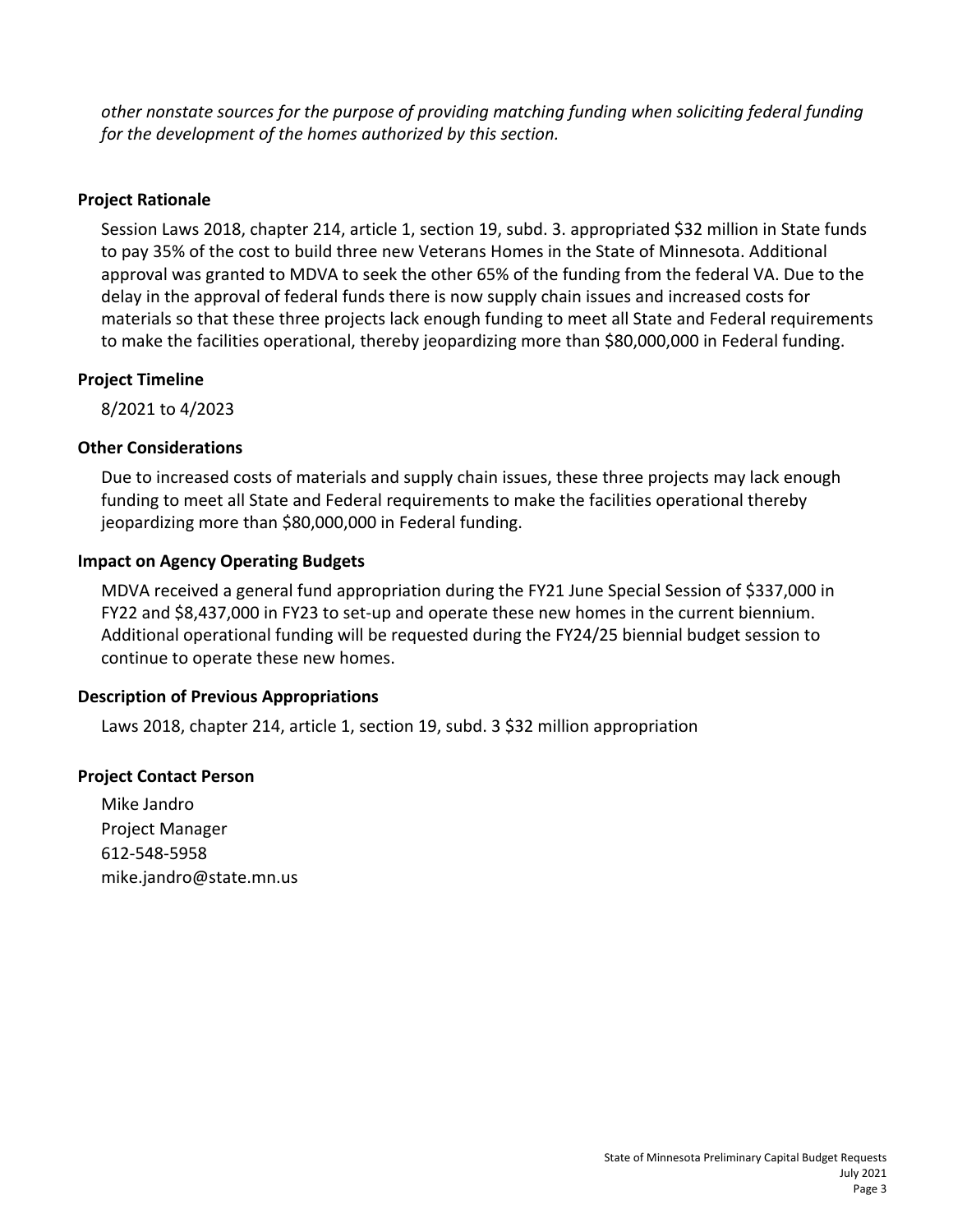*other nonstate sources for the purpose of providing matching funding when soliciting federal funding for the development of the homes authorized by this section.*

### Project Rationale

Session Laws 2018, chapter 214, article 1, section 19, subd. 3. appropriated $32 million in State funds to pay 35% of the cost to build three new Veterans Homes in the State of Minnesota. Additional approval was granted to MDVA to seek the other 65% of the funding from the federal VA. Due to the delay in the approval of federal funds there is now supply chain issues and increased costs for materials so that these three projects lack enough funding to meet all State and Federal requirements to make the facilities operational, thereby jeopardizing more than $80,000,000 in Federal funding.

### Project Timeline

8/2021 to 4/2023

### Other Considerations

Due to increased costs of materials and supply chain issues, these three projects may lack enough funding to meet all State and Federal requirements to make the facilities operational thereby jeopardizing more than $80,000,000 in Federal funding.

### Impact on Agency Operating Budgets

MDVA received a general fund appropriation during the FY21 June Special Session of $337,000 in FY22 and $8,437,000 in FY23 to set-up and operate these new homes in the current biennium. Additional operational funding will be requested during the FY24/25 biennial budget session to continue to operate these new homes.

### Description of Previous Appropriations

Laws 2018, chapter 214, article 1, section 19, subd. 3 $32 million appropriation

### Project Contact Person

Mike Jandro
Project Manager
612-548-5958
mike.jandro@state.mn.us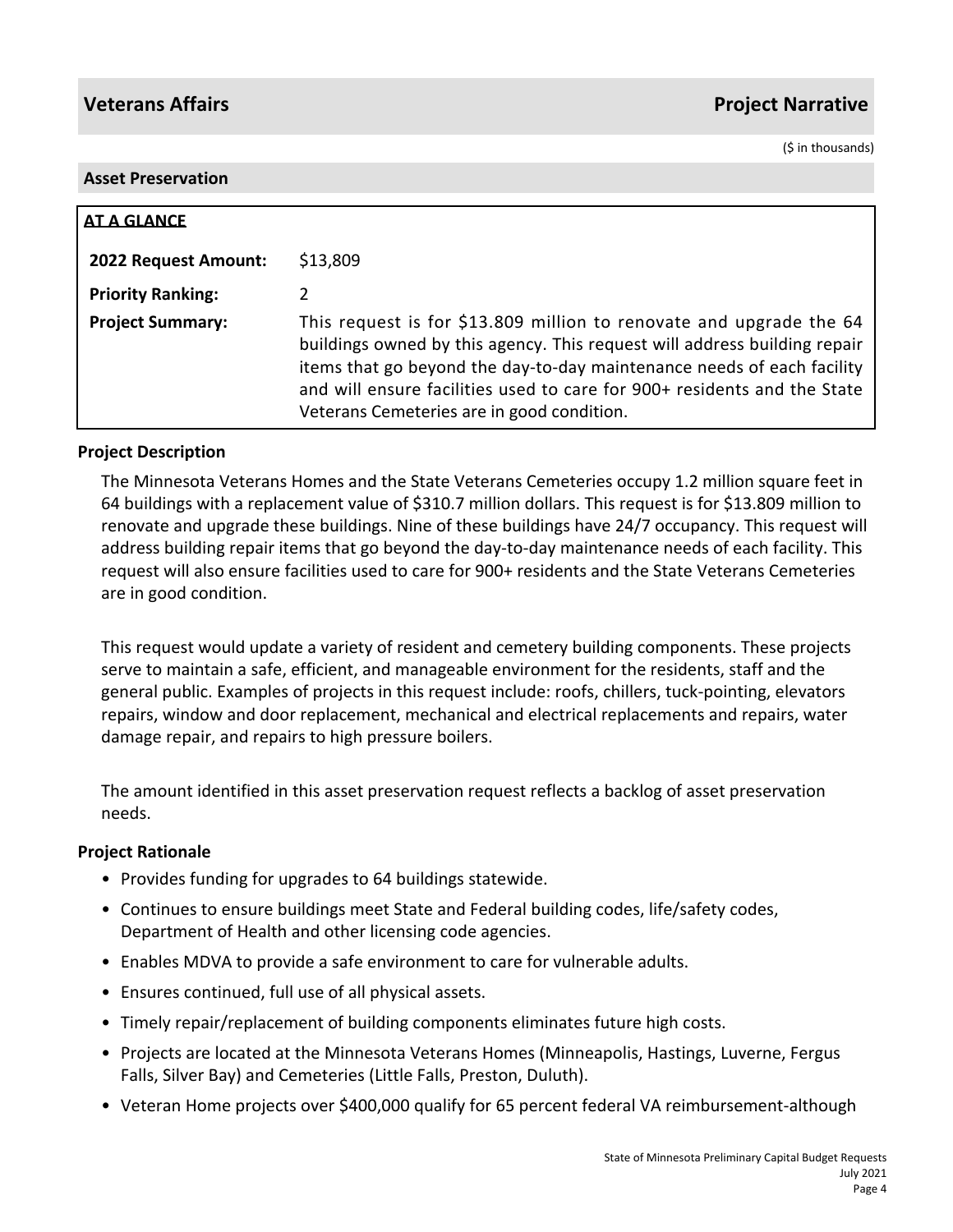## Veterans Affairs — Project Narrative

($ in thousands)

### Asset Preservation

**AT A GLANCE**

| | |
|---|---|
| **2022 Request Amount:** | $13,809 |
| **Priority Ranking:** | 2 |
| **Project Summary:** | This request is for $13.809 million to renovate and upgrade the 64 buildings owned by this agency. This request will address building repair items that go beyond the day-to-day maintenance needs of each facility and will ensure facilities used to care for 900+ residents and the State Veterans Cemeteries are in good condition. |

#### Project Description

The Minnesota Veterans Homes and the State Veterans Cemeteries occupy 1.2 million square feet in 64 buildings with a replacement value of $310.7 million dollars. This request is for $13.809 million to renovate and upgrade these buildings. Nine of these buildings have 24/7 occupancy. This request will address building repair items that go beyond the day-to-day maintenance needs of each facility. This request will also ensure facilities used to care for 900+ residents and the State Veterans Cemeteries are in good condition.

This request would update a variety of resident and cemetery building components. These projects serve to maintain a safe, efficient, and manageable environment for the residents, staff and the general public. Examples of projects in this request include: roofs, chillers, tuck-pointing, elevators repairs, window and door replacement, mechanical and electrical replacements and repairs, water damage repair, and repairs to high pressure boilers.

The amount identified in this asset preservation request reflects a backlog of asset preservation needs.

#### Project Rationale

- Provides funding for upgrades to 64 buildings statewide.
- Continues to ensure buildings meet State and Federal building codes, life/safety codes, Department of Health and other licensing code agencies.
- Enables MDVA to provide a safe environment to care for vulnerable adults.
- Ensures continued, full use of all physical assets.
- Timely repair/replacement of building components eliminates future high costs.
- Projects are located at the Minnesota Veterans Homes (Minneapolis, Hastings, Luverne, Fergus Falls, Silver Bay) and Cemeteries (Little Falls, Preston, Duluth).
- Veteran Home projects over $400,000 qualify for 65 percent federal VA reimbursement-although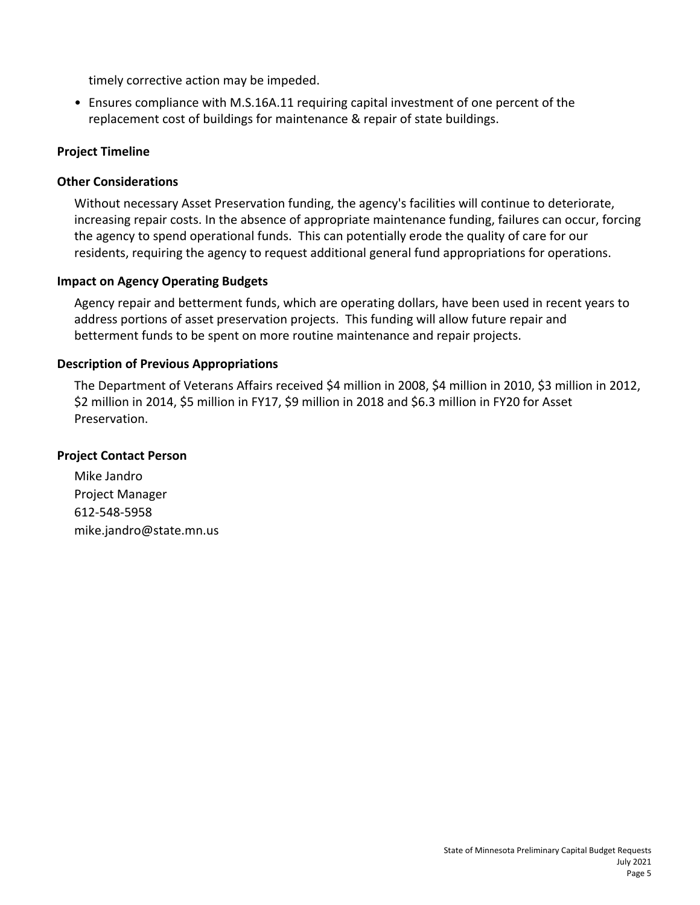timely corrective action may be impeded.

- Ensures compliance with M.S.16A.11 requiring capital investment of one percent of the replacement cost of buildings for maintenance & repair of state buildings.

### Project Timeline

### Other Considerations

Without necessary Asset Preservation funding, the agency's facilities will continue to deteriorate, increasing repair costs. In the absence of appropriate maintenance funding, failures can occur, forcing the agency to spend operational funds. This can potentially erode the quality of care for our residents, requiring the agency to request additional general fund appropriations for operations.

### Impact on Agency Operating Budgets

Agency repair and betterment funds, which are operating dollars, have been used in recent years to address portions of asset preservation projects. This funding will allow future repair and betterment funds to be spent on more routine maintenance and repair projects.

### Description of Previous Appropriations

The Department of Veterans Affairs received $4 million in 2008, $4 million in 2010, $3 million in 2012, $2 million in 2014, $5 million in FY17, $9 million in 2018 and $6.3 million in FY20 for Asset Preservation.

### Project Contact Person

Mike Jandro
Project Manager
612-548-5958
mike.jandro@state.mn.us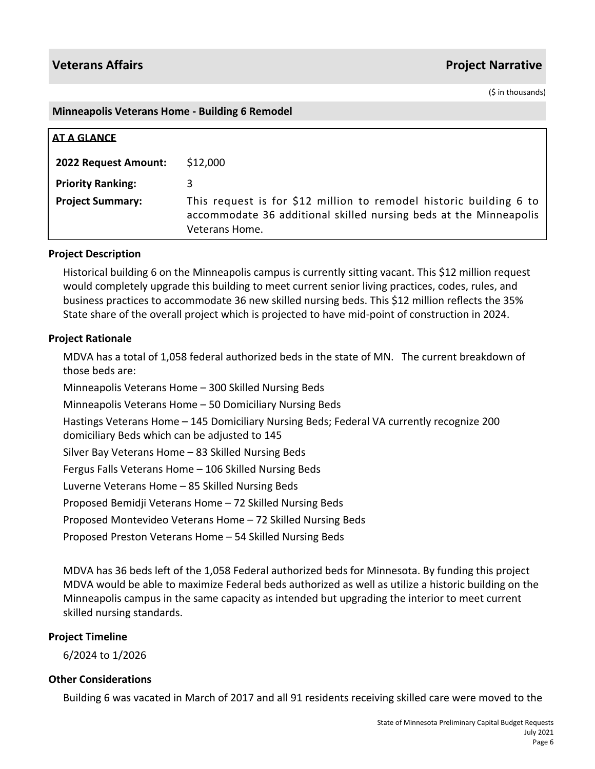## Veterans Affairs — Project Narrative

($ in thousands)

### Minneapolis Veterans Home - Building 6 Remodel

| AT A GLANCE | |
|---|---|
| **2022 Request Amount:** | $12,000 |
| **Priority Ranking:** | 3 |
| **Project Summary:** | This request is for $12 million to remodel historic building 6 to accommodate 36 additional skilled nursing beds at the Minneapolis Veterans Home. |

#### Project Description

Historical building 6 on the Minneapolis campus is currently sitting vacant. This $12 million request would completely upgrade this building to meet current senior living practices, codes, rules, and business practices to accommodate 36 new skilled nursing beds. This $12 million reflects the 35% State share of the overall project which is projected to have mid-point of construction in 2024.

#### Project Rationale

MDVA has a total of 1,058 federal authorized beds in the state of MN. The current breakdown of those beds are:

Minneapolis Veterans Home – 300 Skilled Nursing Beds

Minneapolis Veterans Home – 50 Domiciliary Nursing Beds

Hastings Veterans Home – 145 Domiciliary Nursing Beds; Federal VA currently recognize 200 domiciliary Beds which can be adjusted to 145

Silver Bay Veterans Home – 83 Skilled Nursing Beds

Fergus Falls Veterans Home – 106 Skilled Nursing Beds

Luverne Veterans Home – 85 Skilled Nursing Beds

Proposed Bemidji Veterans Home – 72 Skilled Nursing Beds

Proposed Montevideo Veterans Home – 72 Skilled Nursing Beds

Proposed Preston Veterans Home – 54 Skilled Nursing Beds

MDVA has 36 beds left of the 1,058 Federal authorized beds for Minnesota. By funding this project MDVA would be able to maximize Federal beds authorized as well as utilize a historic building on the Minneapolis campus in the same capacity as intended but upgrading the interior to meet current skilled nursing standards.

#### Project Timeline

6/2024 to 1/2026

#### Other Considerations

Building 6 was vacated in March of 2017 and all 91 residents receiving skilled care were moved to the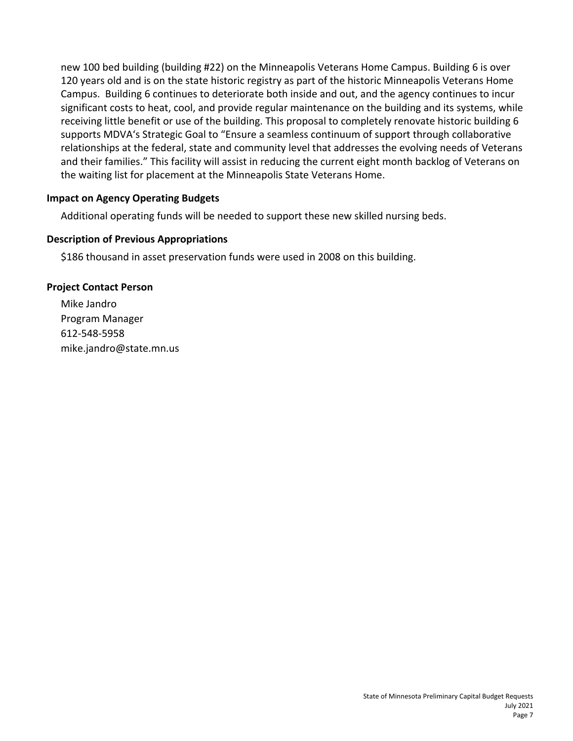new 100 bed building (building #22) on the Minneapolis Veterans Home Campus. Building 6 is over 120 years old and is on the state historic registry as part of the historic Minneapolis Veterans Home Campus. Building 6 continues to deteriorate both inside and out, and the agency continues to incur significant costs to heat, cool, and provide regular maintenance on the building and its systems, while receiving little benefit or use of the building. This proposal to completely renovate historic building 6 supports MDVA's Strategic Goal to "Ensure a seamless continuum of support through collaborative relationships at the federal, state and community level that addresses the evolving needs of Veterans and their families." This facility will assist in reducing the current eight month backlog of Veterans on the waiting list for placement at the Minneapolis State Veterans Home.

### Impact on Agency Operating Budgets

Additional operating funds will be needed to support these new skilled nursing beds.

### Description of Previous Appropriations

$186 thousand in asset preservation funds were used in 2008 on this building.

### Project Contact Person

Mike Jandro
Program Manager
612-548-5958
mike.jandro@state.mn.us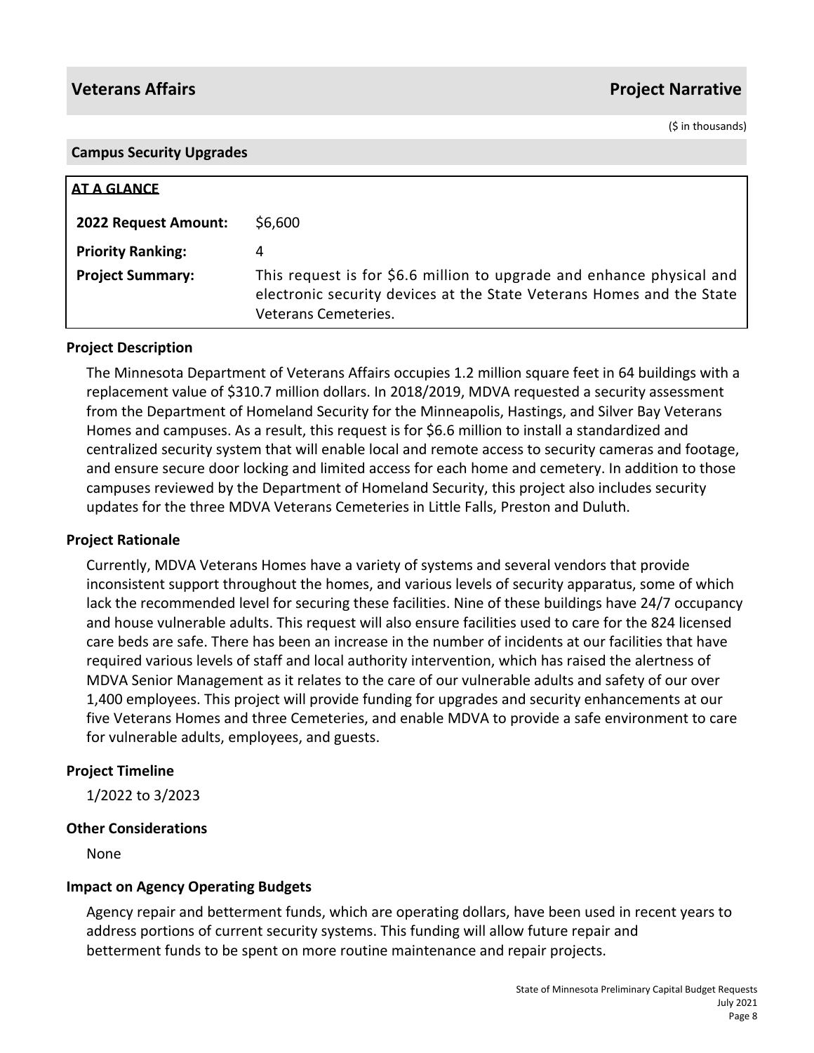## Veterans Affairs — Project Narrative

($ in thousands)

### Campus Security Upgrades

**AT A GLANCE**

| | |
|---|---|
| **2022 Request Amount:** | $6,600 |
| **Priority Ranking:** | 4 |
| **Project Summary:** | This request is for $6.6 million to upgrade and enhance physical and electronic security devices at the State Veterans Homes and the State Veterans Cemeteries. |

#### Project Description

The Minnesota Department of Veterans Affairs occupies 1.2 million square feet in 64 buildings with a replacement value of $310.7 million dollars. In 2018/2019, MDVA requested a security assessment from the Department of Homeland Security for the Minneapolis, Hastings, and Silver Bay Veterans Homes and campuses. As a result, this request is for $6.6 million to install a standardized and centralized security system that will enable local and remote access to security cameras and footage, and ensure secure door locking and limited access for each home and cemetery. In addition to those campuses reviewed by the Department of Homeland Security, this project also includes security updates for the three MDVA Veterans Cemeteries in Little Falls, Preston and Duluth.

#### Project Rationale

Currently, MDVA Veterans Homes have a variety of systems and several vendors that provide inconsistent support throughout the homes, and various levels of security apparatus, some of which lack the recommended level for securing these facilities. Nine of these buildings have 24/7 occupancy and house vulnerable adults. This request will also ensure facilities used to care for the 824 licensed care beds are safe. There has been an increase in the number of incidents at our facilities that have required various levels of staff and local authority intervention, which has raised the alertness of MDVA Senior Management as it relates to the care of our vulnerable adults and safety of our over 1,400 employees. This project will provide funding for upgrades and security enhancements at our five Veterans Homes and three Cemeteries, and enable MDVA to provide a safe environment to care for vulnerable adults, employees, and guests.

#### Project Timeline

1/2022 to 3/2023

#### Other Considerations

None

#### Impact on Agency Operating Budgets

Agency repair and betterment funds, which are operating dollars, have been used in recent years to address portions of current security systems. This funding will allow future repair and betterment funds to be spent on more routine maintenance and repair projects.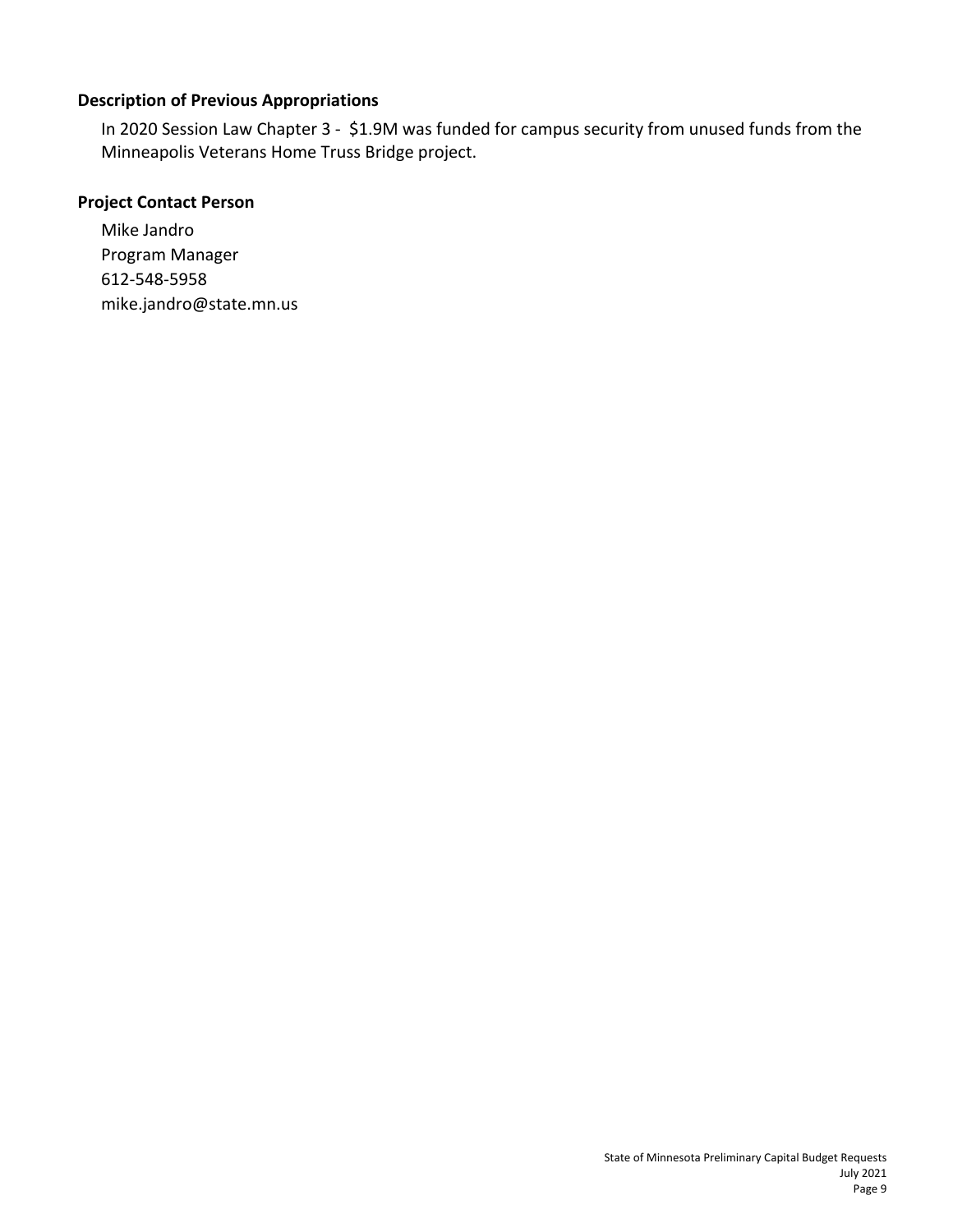### Description of Previous Appropriations

In 2020 Session Law Chapter 3 - $1.9M was funded for campus security from unused funds from the Minneapolis Veterans Home Truss Bridge project.

### Project Contact Person

Mike Jandro
Program Manager
612-548-5958
mike.jandro@state.mn.us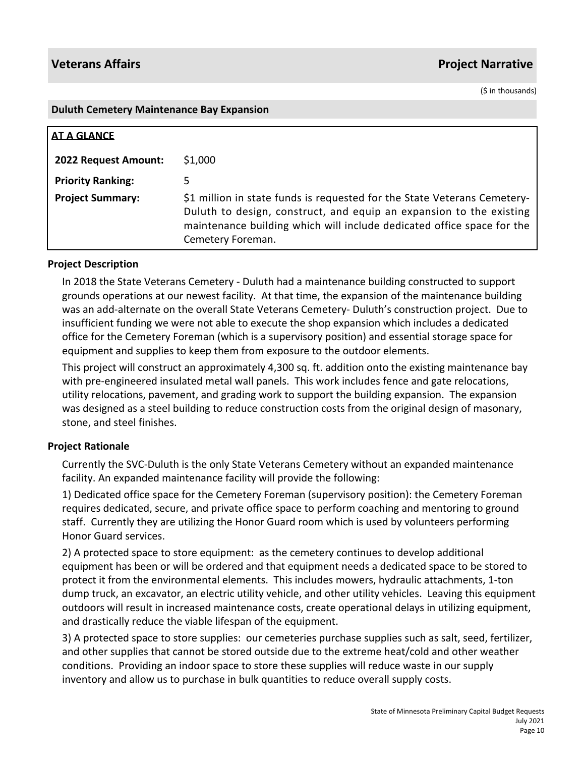## Veterans Affairs — Project Narrative

($ in thousands)

### Duluth Cemetery Maintenance Bay Expansion

**AT A GLANCE**

| | |
|---|---|
| **2022 Request Amount:** | $1,000 |
| **Priority Ranking:** | 5 |
| **Project Summary:** | $1 million in state funds is requested for the State Veterans Cemetery-Duluth to design, construct, and equip an expansion to the existing maintenance building which will include dedicated office space for the Cemetery Foreman. |

#### Project Description

In 2018 the State Veterans Cemetery - Duluth had a maintenance building constructed to support grounds operations at our newest facility. At that time, the expansion of the maintenance building was an add-alternate on the overall State Veterans Cemetery- Duluth's construction project. Due to insufficient funding we were not able to execute the shop expansion which includes a dedicated office for the Cemetery Foreman (which is a supervisory position) and essential storage space for equipment and supplies to keep them from exposure to the outdoor elements.

This project will construct an approximately 4,300 sq. ft. addition onto the existing maintenance bay with pre-engineered insulated metal wall panels. This work includes fence and gate relocations, utility relocations, pavement, and grading work to support the building expansion. The expansion was designed as a steel building to reduce construction costs from the original design of masonary, stone, and steel finishes.

#### Project Rationale

Currently the SVC-Duluth is the only State Veterans Cemetery without an expanded maintenance facility. An expanded maintenance facility will provide the following:

1) Dedicated office space for the Cemetery Foreman (supervisory position): the Cemetery Foreman requires dedicated, secure, and private office space to perform coaching and mentoring to ground staff. Currently they are utilizing the Honor Guard room which is used by volunteers performing Honor Guard services.

2) A protected space to store equipment: as the cemetery continues to develop additional equipment has been or will be ordered and that equipment needs a dedicated space to be stored to protect it from the environmental elements. This includes mowers, hydraulic attachments, 1-ton dump truck, an excavator, an electric utility vehicle, and other utility vehicles. Leaving this equipment outdoors will result in increased maintenance costs, create operational delays in utilizing equipment, and drastically reduce the viable lifespan of the equipment.

3) A protected space to store supplies: our cemeteries purchase supplies such as salt, seed, fertilizer, and other supplies that cannot be stored outside due to the extreme heat/cold and other weather conditions. Providing an indoor space to store these supplies will reduce waste in our supply inventory and allow us to purchase in bulk quantities to reduce overall supply costs.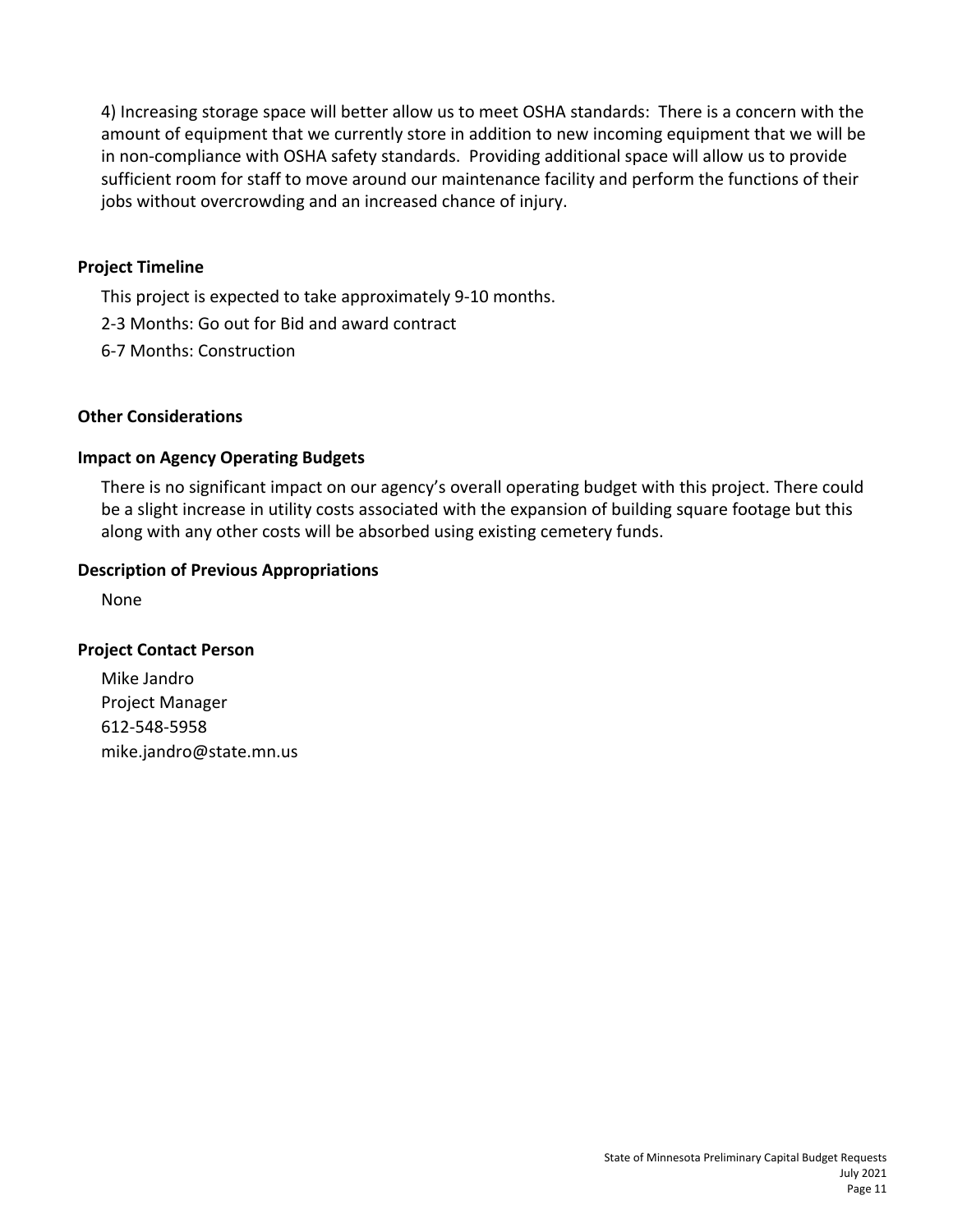4) Increasing storage space will better allow us to meet OSHA standards: There is a concern with the amount of equipment that we currently store in addition to new incoming equipment that we will be in non-compliance with OSHA safety standards. Providing additional space will allow us to provide sufficient room for staff to move around our maintenance facility and perform the functions of their jobs without overcrowding and an increased chance of injury.

### Project Timeline

This project is expected to take approximately 9-10 months.

2-3 Months: Go out for Bid and award contract

6-7 Months: Construction

### Other Considerations

### Impact on Agency Operating Budgets

There is no significant impact on our agency's overall operating budget with this project. There could be a slight increase in utility costs associated with the expansion of building square footage but this along with any other costs will be absorbed using existing cemetery funds.

### Description of Previous Appropriations

None

### Project Contact Person

Mike Jandro  
Project Manager  
612-548-5958  
mike.jandro@state.mn.us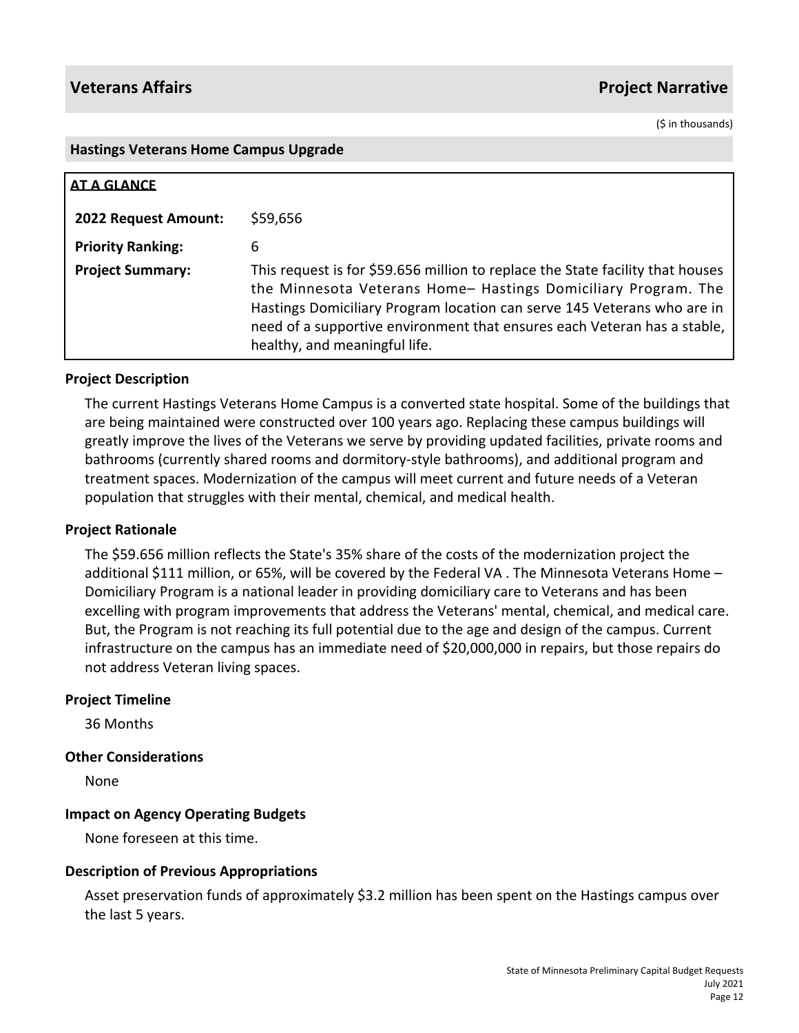## Veterans Affairs

## Project Narrative

($ in thousands)

### Hastings Veterans Home Campus Upgrade

**AT A GLANCE**

| | |
|---|---|
| **2022 Request Amount:** | $59,656 |
| **Priority Ranking:** | 6 |
| **Project Summary:** | This request is for $59.656 million to replace the State facility that houses the Minnesota Veterans Home– Hastings Domiciliary Program. The Hastings Domiciliary Program location can serve 145 Veterans who are in need of a supportive environment that ensures each Veteran has a stable, healthy, and meaningful life. |

#### Project Description

The current Hastings Veterans Home Campus is a converted state hospital. Some of the buildings that are being maintained were constructed over 100 years ago. Replacing these campus buildings will greatly improve the lives of the Veterans we serve by providing updated facilities, private rooms and bathrooms (currently shared rooms and dormitory-style bathrooms), and additional program and treatment spaces. Modernization of the campus will meet current and future needs of a Veteran population that struggles with their mental, chemical, and medical health.

#### Project Rationale

The $59.656 million reflects the State's 35% share of the costs of the modernization project the additional $111 million, or 65%, will be covered by the Federal VA . The Minnesota Veterans Home – Domiciliary Program is a national leader in providing domiciliary care to Veterans and has been excelling with program improvements that address the Veterans' mental, chemical, and medical care. But, the Program is not reaching its full potential due to the age and design of the campus. Current infrastructure on the campus has an immediate need of $20,000,000 in repairs, but those repairs do not address Veteran living spaces.

#### Project Timeline

36 Months

#### Other Considerations

None

#### Impact on Agency Operating Budgets

None foreseen at this time.

#### Description of Previous Appropriations

Asset preservation funds of approximately $3.2 million has been spent on the Hastings campus over the last 5 years.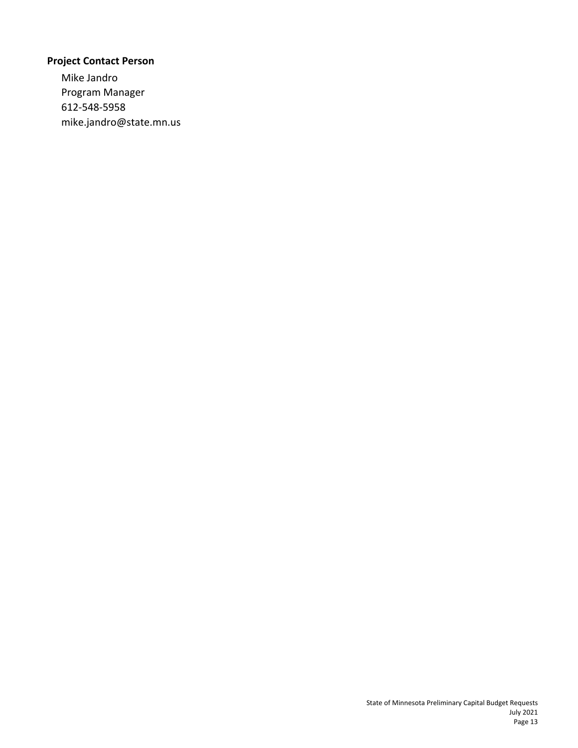### Project Contact Person

Mike Jandro
Program Manager
612-548-5958
mike.jandro@state.mn.us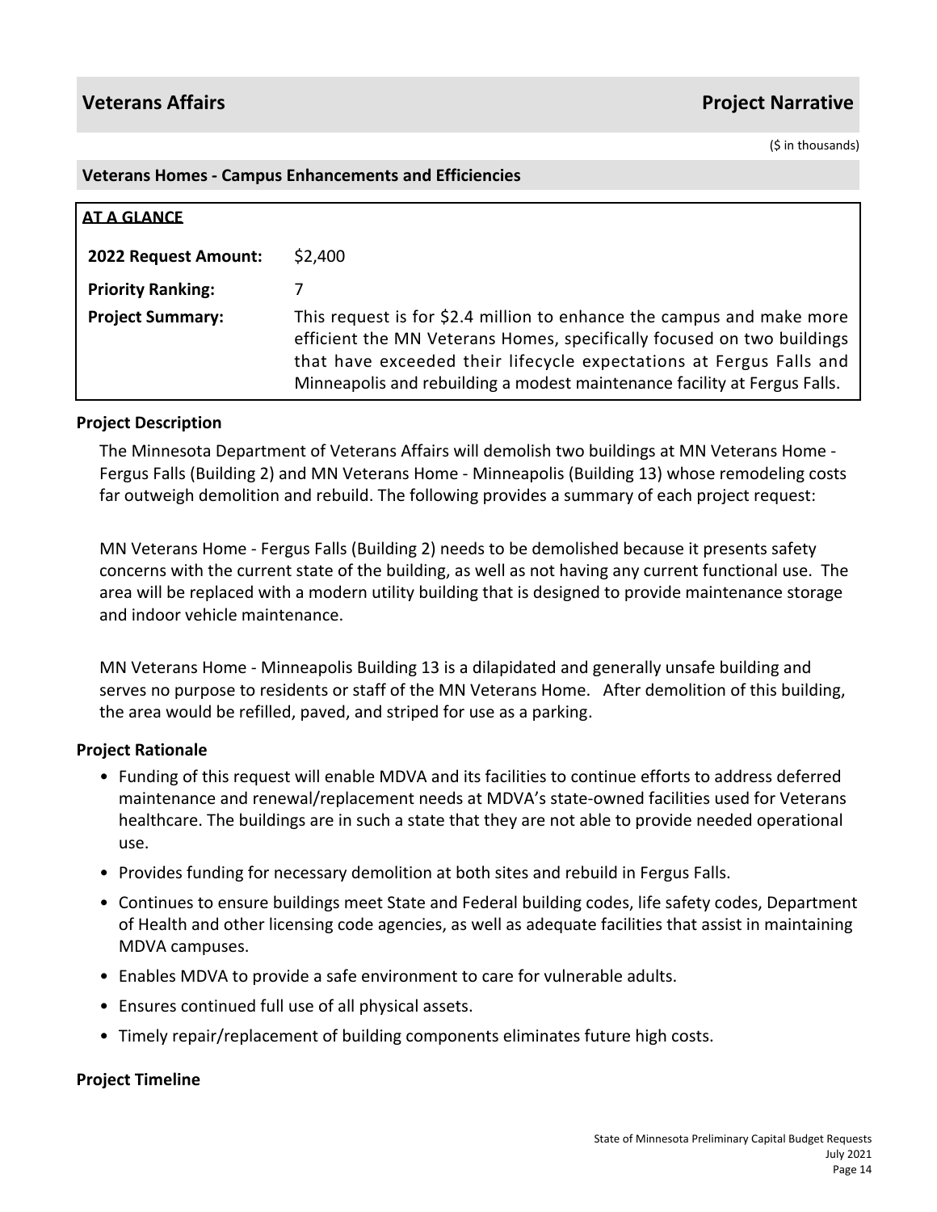# Veterans Affairs — Project Narrative

($ in thousands)

## Veterans Homes - Campus Enhancements and Efficiencies

**AT A GLANCE**

| | |
|---|---|
| **2022 Request Amount:** | $2,400 |
| **Priority Ranking:** | 7 |
| **Project Summary:** | This request is for $2.4 million to enhance the campus and make more efficient the MN Veterans Homes, specifically focused on two buildings that have exceeded their lifecycle expectations at Fergus Falls and Minneapolis and rebuilding a modest maintenance facility at Fergus Falls. |

### Project Description

The Minnesota Department of Veterans Affairs will demolish two buildings at MN Veterans Home - Fergus Falls (Building 2) and MN Veterans Home - Minneapolis (Building 13) whose remodeling costs far outweigh demolition and rebuild. The following provides a summary of each project request:

MN Veterans Home - Fergus Falls (Building 2) needs to be demolished because it presents safety concerns with the current state of the building, as well as not having any current functional use. The area will be replaced with a modern utility building that is designed to provide maintenance storage and indoor vehicle maintenance.

MN Veterans Home - Minneapolis Building 13 is a dilapidated and generally unsafe building and serves no purpose to residents or staff of the MN Veterans Home. After demolition of this building, the area would be refilled, paved, and striped for use as a parking.

### Project Rationale

- Funding of this request will enable MDVA and its facilities to continue efforts to address deferred maintenance and renewal/replacement needs at MDVA's state-owned facilities used for Veterans healthcare. The buildings are in such a state that they are not able to provide needed operational use.
- Provides funding for necessary demolition at both sites and rebuild in Fergus Falls.
- Continues to ensure buildings meet State and Federal building codes, life safety codes, Department of Health and other licensing code agencies, as well as adequate facilities that assist in maintaining MDVA campuses.
- Enables MDVA to provide a safe environment to care for vulnerable adults.
- Ensures continued full use of all physical assets.
- Timely repair/replacement of building components eliminates future high costs.

### Project Timeline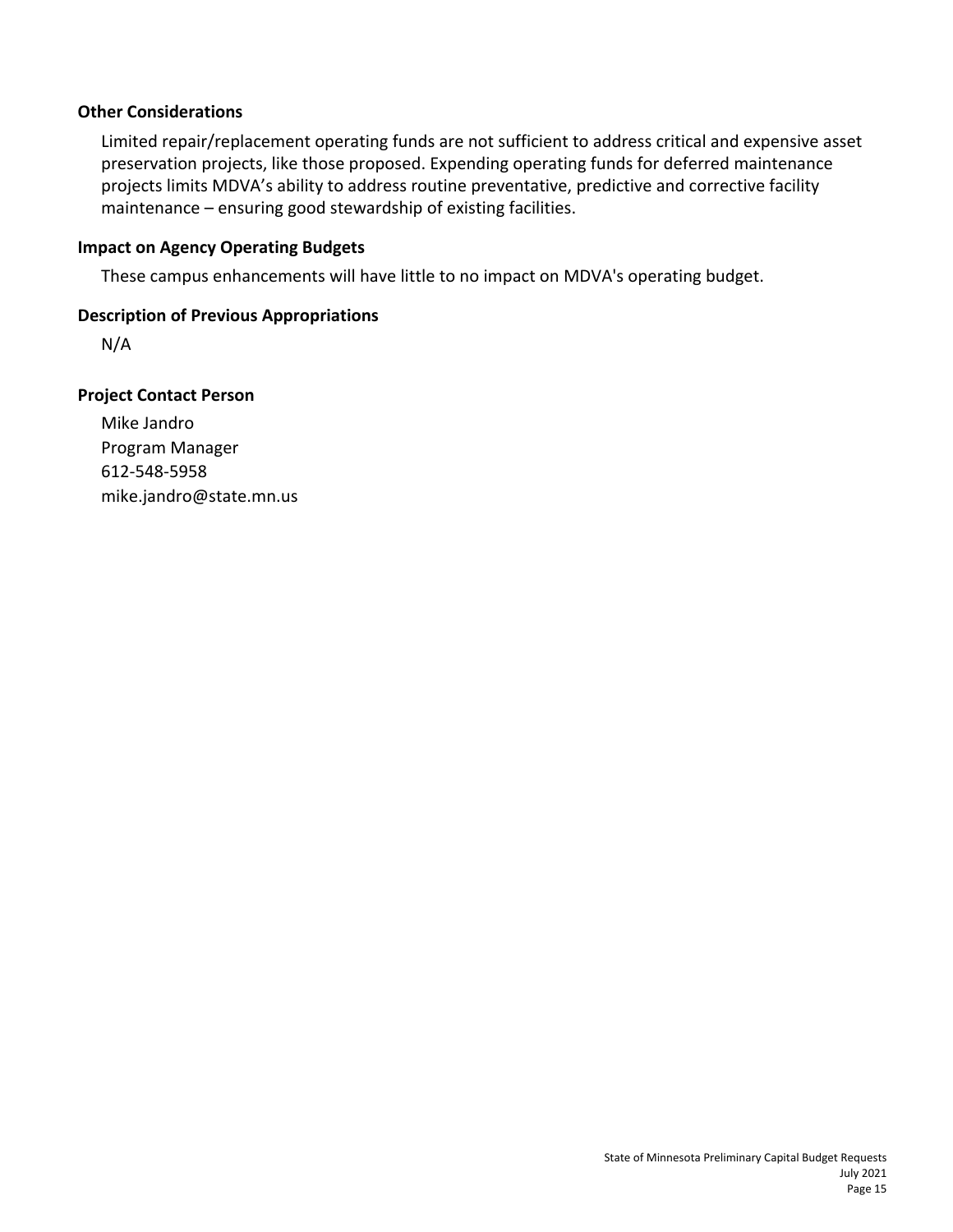### Other Considerations

Limited repair/replacement operating funds are not sufficient to address critical and expensive asset preservation projects, like those proposed. Expending operating funds for deferred maintenance projects limits MDVA's ability to address routine preventative, predictive and corrective facility maintenance – ensuring good stewardship of existing facilities.

### Impact on Agency Operating Budgets

These campus enhancements will have little to no impact on MDVA's operating budget.

### Description of Previous Appropriations

N/A

### Project Contact Person

Mike Jandro
Program Manager
612-548-5958
mike.jandro@state.mn.us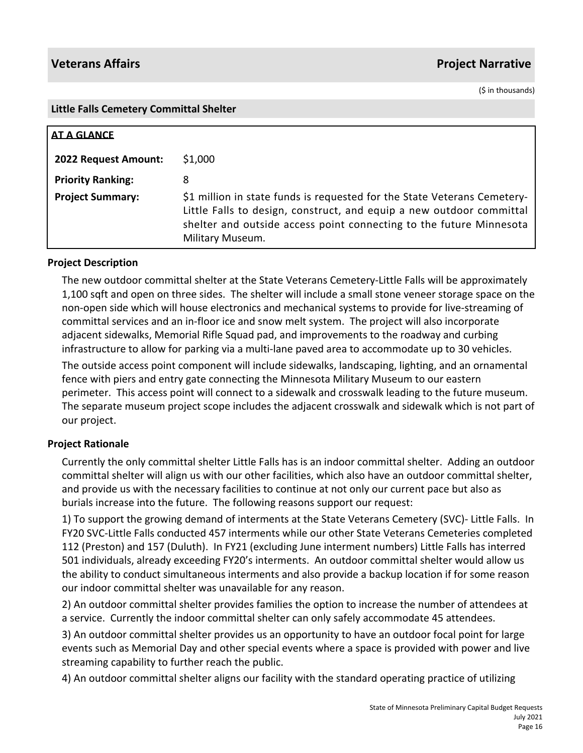## Veterans Affairs — Project Narrative

($ in thousands)

### Little Falls Cemetery Committal Shelter

**AT A GLANCE**

| | |
|---|---|
| **2022 Request Amount:** | $1,000 |
| **Priority Ranking:** | 8 |
| **Project Summary:** | $1 million in state funds is requested for the State Veterans Cemetery-Little Falls to design, construct, and equip a new outdoor committal shelter and outside access point connecting to the future Minnesota Military Museum. |

#### Project Description

The new outdoor committal shelter at the State Veterans Cemetery-Little Falls will be approximately 1,100 sqft and open on three sides. The shelter will include a small stone veneer storage space on the non-open side which will house electronics and mechanical systems to provide for live-streaming of committal services and an in-floor ice and snow melt system. The project will also incorporate adjacent sidewalks, Memorial Rifle Squad pad, and improvements to the roadway and curbing infrastructure to allow for parking via a multi-lane paved area to accommodate up to 30 vehicles.

The outside access point component will include sidewalks, landscaping, lighting, and an ornamental fence with piers and entry gate connecting the Minnesota Military Museum to our eastern perimeter. This access point will connect to a sidewalk and crosswalk leading to the future museum. The separate museum project scope includes the adjacent crosswalk and sidewalk which is not part of our project.

#### Project Rationale

Currently the only committal shelter Little Falls has is an indoor committal shelter. Adding an outdoor committal shelter will align us with our other facilities, which also have an outdoor committal shelter, and provide us with the necessary facilities to continue at not only our current pace but also as burials increase into the future. The following reasons support our request:

1) To support the growing demand of interments at the State Veterans Cemetery (SVC)- Little Falls. In FY20 SVC-Little Falls conducted 457 interments while our other State Veterans Cemeteries completed 112 (Preston) and 157 (Duluth). In FY21 (excluding June interment numbers) Little Falls has interred 501 individuals, already exceeding FY20's interments. An outdoor committal shelter would allow us the ability to conduct simultaneous interments and also provide a backup location if for some reason our indoor committal shelter was unavailable for any reason.

2) An outdoor committal shelter provides families the option to increase the number of attendees at a service. Currently the indoor committal shelter can only safely accommodate 45 attendees.

3) An outdoor committal shelter provides us an opportunity to have an outdoor focal point for large events such as Memorial Day and other special events where a space is provided with power and live streaming capability to further reach the public.

4) An outdoor committal shelter aligns our facility with the standard operating practice of utilizing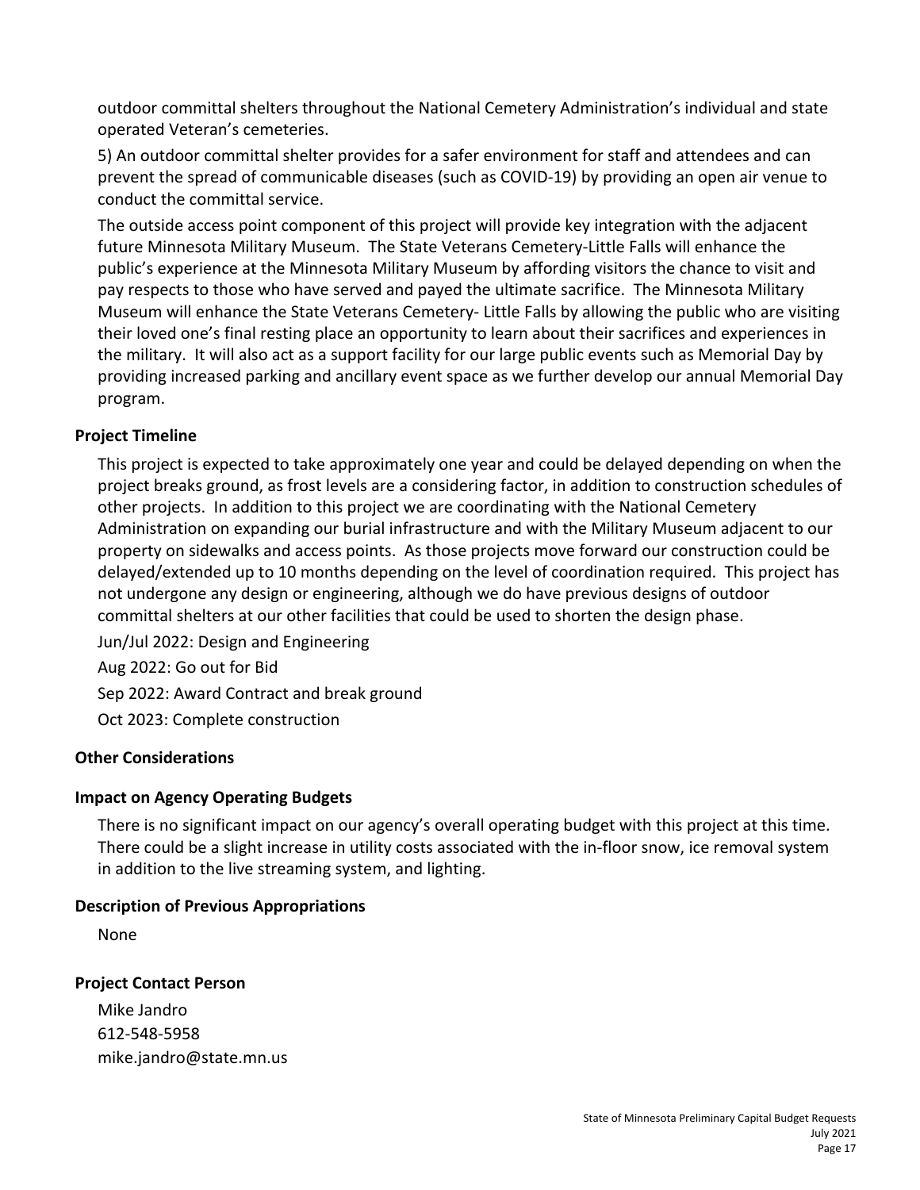outdoor committal shelters throughout the National Cemetery Administration's individual and state operated Veteran's cemeteries.

5) An outdoor committal shelter provides for a safer environment for staff and attendees and can prevent the spread of communicable diseases (such as COVID-19) by providing an open air venue to conduct the committal service.

The outside access point component of this project will provide key integration with the adjacent future Minnesota Military Museum. The State Veterans Cemetery-Little Falls will enhance the public's experience at the Minnesota Military Museum by affording visitors the chance to visit and pay respects to those who have served and payed the ultimate sacrifice. The Minnesota Military Museum will enhance the State Veterans Cemetery- Little Falls by allowing the public who are visiting their loved one's final resting place an opportunity to learn about their sacrifices and experiences in the military. It will also act as a support facility for our large public events such as Memorial Day by providing increased parking and ancillary event space as we further develop our annual Memorial Day program.

**Project Timeline**

This project is expected to take approximately one year and could be delayed depending on when the project breaks ground, as frost levels are a considering factor, in addition to construction schedules of other projects. In addition to this project we are coordinating with the National Cemetery Administration on expanding our burial infrastructure and with the Military Museum adjacent to our property on sidewalks and access points. As those projects move forward our construction could be delayed/extended up to 10 months depending on the level of coordination required. This project has not undergone any design or engineering, although we do have previous designs of outdoor committal shelters at our other facilities that could be used to shorten the design phase.

Jun/Jul 2022: Design and Engineering

Aug 2022: Go out for Bid

Sep 2022: Award Contract and break ground

Oct 2023: Complete construction

**Other Considerations**

**Impact on Agency Operating Budgets**

There is no significant impact on our agency's overall operating budget with this project at this time. There could be a slight increase in utility costs associated with the in-floor snow, ice removal system in addition to the live streaming system, and lighting.

**Description of Previous Appropriations**

None

**Project Contact Person**

Mike Jandro
612-548-5958
mike.jandro@state.mn.us